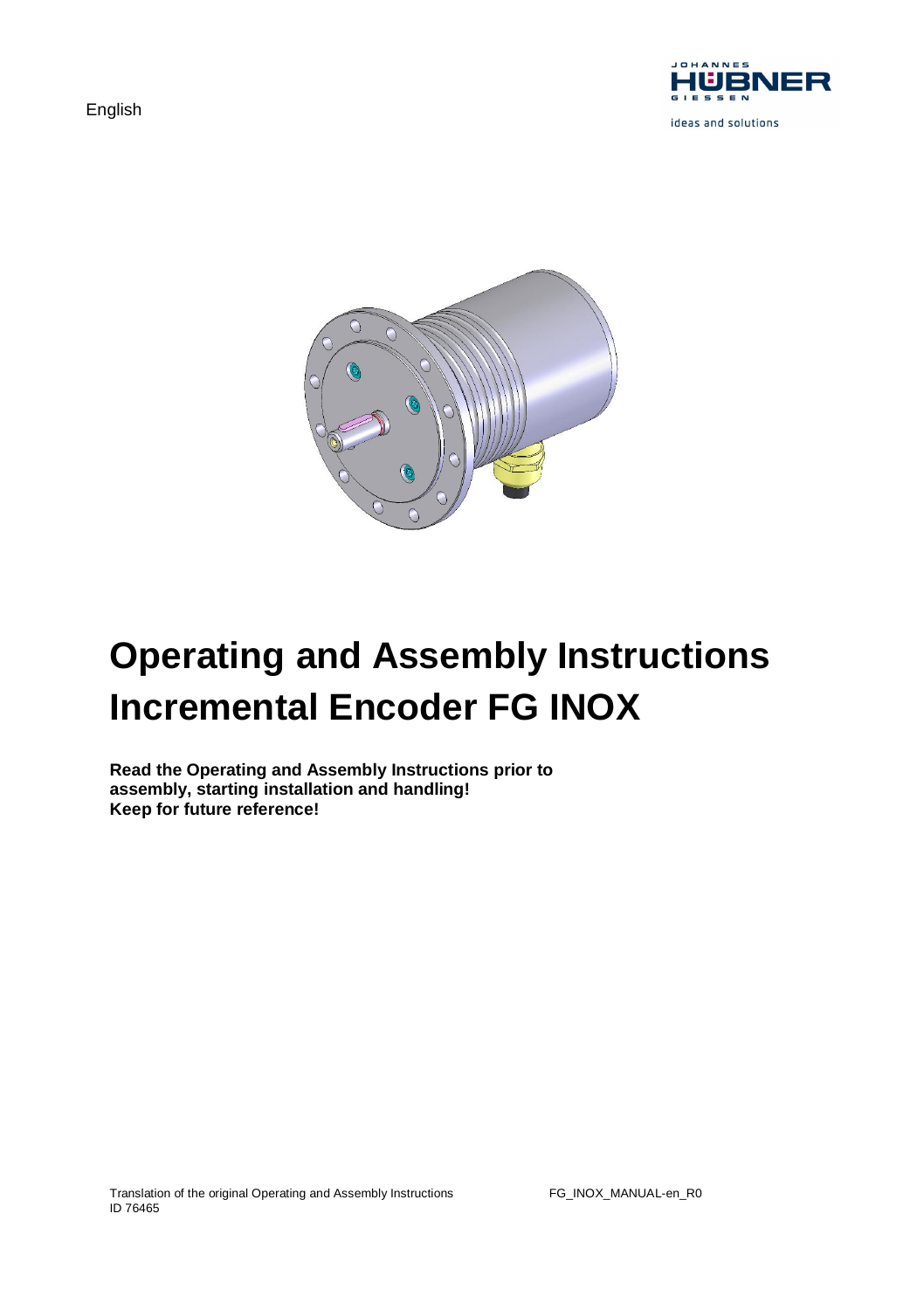English

# Operating and Assembly Instructions Incremental Encoder FG INOX

**Read the Operating and Assembly Instructions prior to assembly, starting installation and handling!**
**Keep for future reference!**

Translation of the original Operating and Assembly Instructions
ID 76465

FG_INOX_MANUAL-en_R0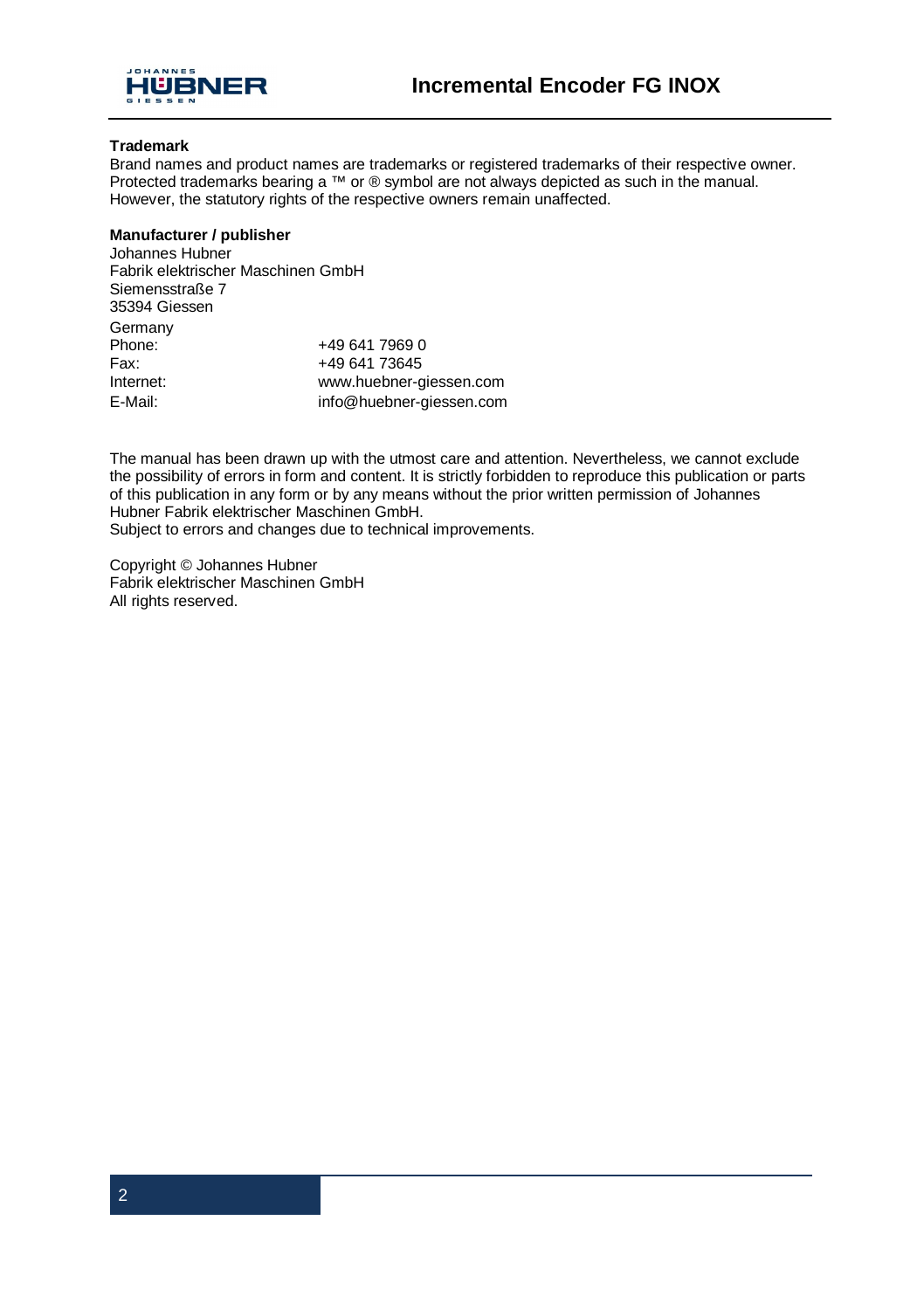**Trademark**

Brand names and product names are trademarks or registered trademarks of their respective owner. Protected trademarks bearing a ™ or ® symbol are not always depicted as such in the manual. However, the statutory rights of the respective owners remain unaffected.

**Manufacturer / publisher**

Johannes Hubner
Fabrik elektrischer Maschinen GmbH
Siemensstraße 7
35394 Giessen
Germany

| | |
|---|---|
| Phone: | +49 641 7969 0 |
| Fax: | +49 641 73645 |
| Internet: | www.huebner-giessen.com |
| E-Mail: | info@huebner-giessen.com |

The manual has been drawn up with the utmost care and attention. Nevertheless, we cannot exclude the possibility of errors in form and content. It is strictly forbidden to reproduce this publication or parts of this publication in any form or by any means without the prior written permission of Johannes Hubner Fabrik elektrischer Maschinen GmbH.
Subject to errors and changes due to technical improvements.

Copyright © Johannes Hubner
Fabrik elektrischer Maschinen GmbH
All rights reserved.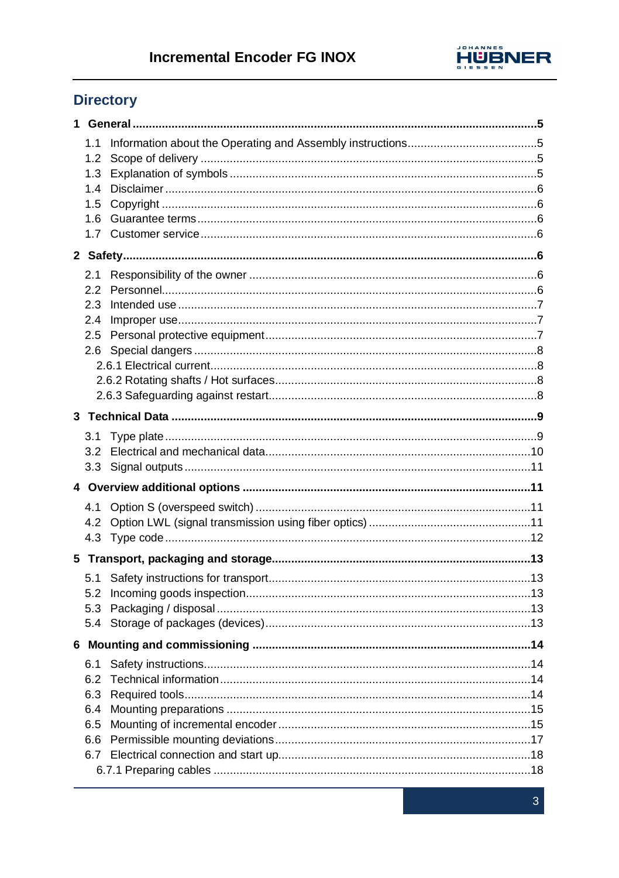## Directory

**1 General ........................................................................................................................5**

- 1.1 Information about the Operating and Assembly instructions........................................5
- 1.2 Scope of delivery ......................................................................................................5
- 1.3 Explanation of symbols .............................................................................................5
- 1.4 Disclaimer .................................................................................................................6
- 1.5 Copyright ..................................................................................................................6
- 1.6 Guarantee terms........................................................................................................6
- 1.7 Customer service.......................................................................................................6

**2 Safety.............................................................................................................................6**

- 2.1 Responsibility of the owner ........................................................................................6
- 2.2 Personnel..................................................................................................................6
- 2.3 Intended use .............................................................................................................7
- 2.4 Improper use.............................................................................................................7
- 2.5 Personal protective equipment...................................................................................7
- 2.6 Special dangers .........................................................................................................8
  - 2.6.1 Electrical current.....................................................................................................8
  - 2.6.2 Rotating shafts / Hot surfaces.................................................................................8
  - 2.6.3 Safeguarding against restart...................................................................................8

**3 Technical Data ...............................................................................................................9**

- 3.1 Type plate ..................................................................................................................9
- 3.2 Electrical and mechanical data.................................................................................10
- 3.3 Signal outputs ..........................................................................................................11

**4 Overview additional options .......................................................................................11**

- 4.1 Option S (overspeed switch) ....................................................................................11
- 4.2 Option LWL (signal transmission using fiber optics) ..................................................11
- 4.3 Type code ................................................................................................................12

**5 Transport, packaging and storage.............................................................................13**

- 5.1 Safety instructions for transport................................................................................13
- 5.2 Incoming goods inspection.......................................................................................13
- 5.3 Packaging / disposal ................................................................................................13
- 5.4 Storage of packages (devices).................................................................................13

**6 Mounting and commissioning ....................................................................................14**

- 6.1 Safety instructions...................................................................................................14
- 6.2 Technical information...............................................................................................14
- 6.3 Required tools..........................................................................................................14
- 6.4 Mounting preparations .............................................................................................15
- 6.5 Mounting of incremental encoder .............................................................................15
- 6.6 Permissible mounting deviations...............................................................................17
- 6.7 Electrical connection and start up.............................................................................18
  - 6.7.1 Preparing cables .................................................................................................18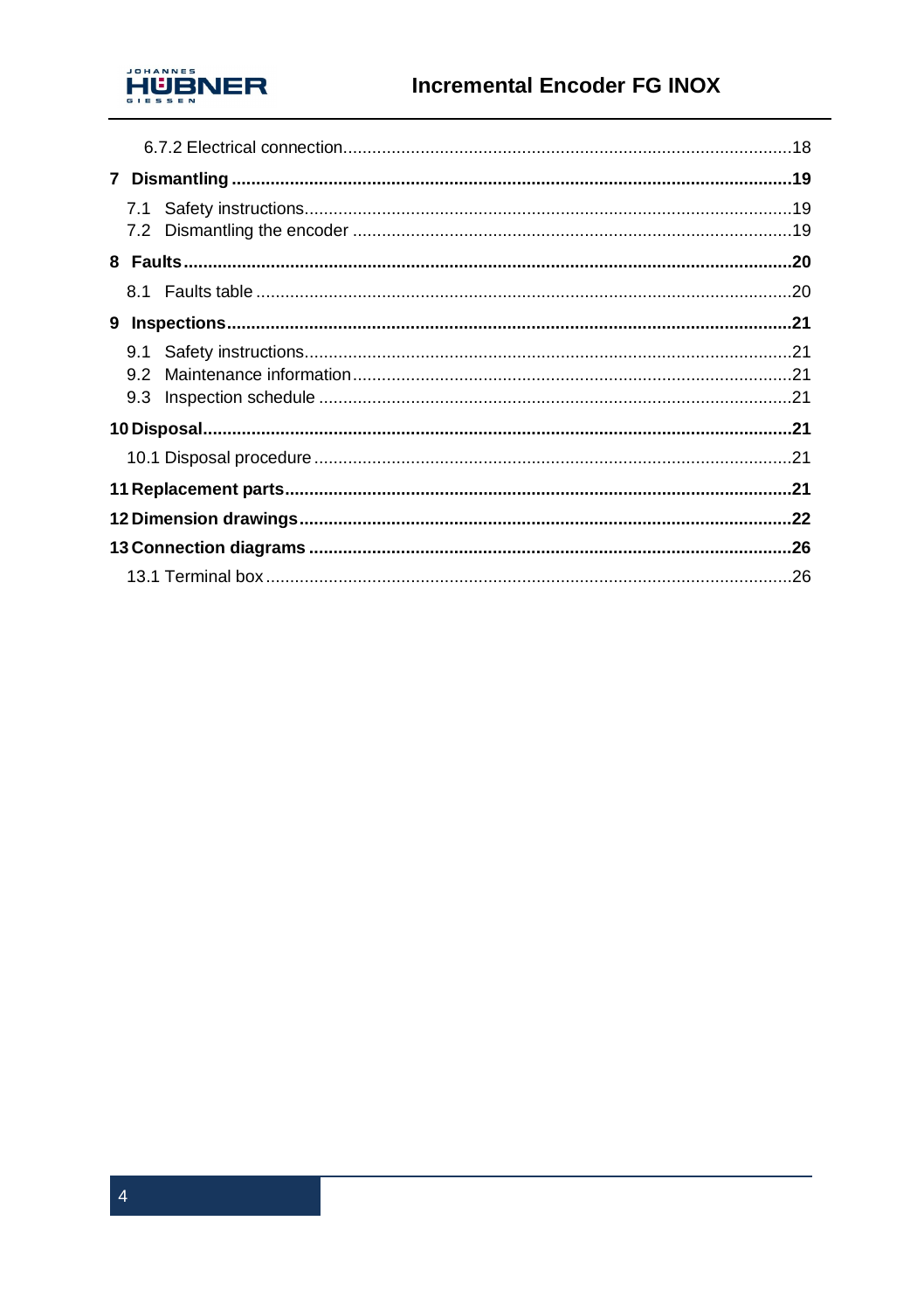6.7.2 Electrical connection ........................................................................................ 18

**7 Dismantling ........................................................................................................ 19**

7.1 Safety instructions ................................................................................................ 19
7.2 Dismantling the encoder ........................................................................................ 19

**8 Faults ................................................................................................................ 20**

8.1 Faults table ........................................................................................................ 20

**9 Inspections ........................................................................................................ 21**

9.1 Safety instructions ................................................................................................ 21
9.2 Maintenance information ........................................................................................ 21
9.3 Inspection schedule ............................................................................................... 21

**10 Disposal ........................................................................................................... 21**

10.1 Disposal procedure .............................................................................................. 21

**11 Replacement parts ............................................................................................. 21**

**12 Dimension drawings ........................................................................................... 22**

**13 Connection diagrams .......................................................................................... 26**

13.1 Terminal box ...................................................................................................... 26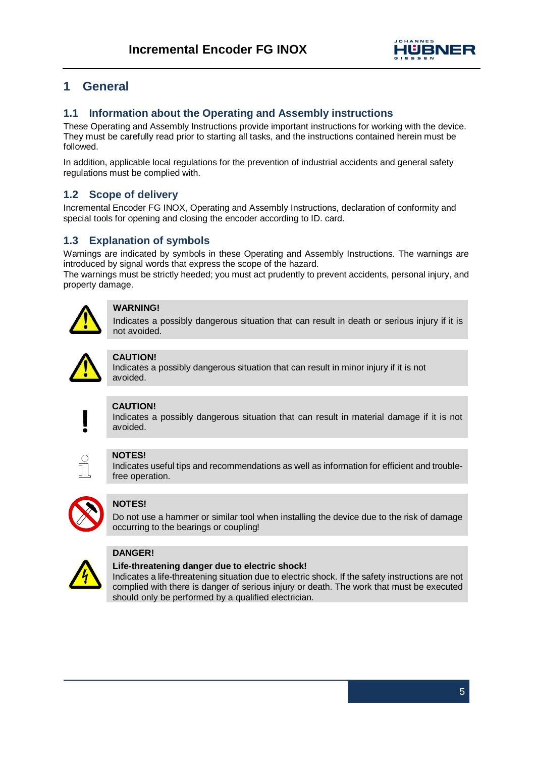# 1 General

## 1.1 Information about the Operating and Assembly instructions

These Operating and Assembly Instructions provide important instructions for working with the device. They must be carefully read prior to starting all tasks, and the instructions contained herein must be followed.

In addition, applicable local regulations for the prevention of industrial accidents and general safety regulations must be complied with.

## 1.2 Scope of delivery

Incremental Encoder FG INOX, Operating and Assembly Instructions, declaration of conformity and special tools for opening and closing the encoder according to ID. card.

## 1.3 Explanation of symbols

Warnings are indicated by symbols in these Operating and Assembly Instructions. The warnings are introduced by signal words that express the scope of the hazard.
The warnings must be strictly heeded; you must act prudently to prevent accidents, personal injury, and property damage.

**WARNING!**
Indicates a possibly dangerous situation that can result in death or serious injury if it is not avoided.

**CAUTION!**
Indicates a possibly dangerous situation that can result in minor injury if it is not avoided.

**CAUTION!**
Indicates a possibly dangerous situation that can result in material damage if it is not avoided.

**NOTES!**
Indicates useful tips and recommendations as well as information for efficient and trouble-free operation.

**NOTES!**
Do not use a hammer or similar tool when installing the device due to the risk of damage occurring to the bearings or coupling!

**DANGER!**
**Life-threatening danger due to electric shock!**
Indicates a life-threatening situation due to electric shock. If the safety instructions are not complied with there is danger of serious injury or death. The work that must be executed should only be performed by a qualified electrician.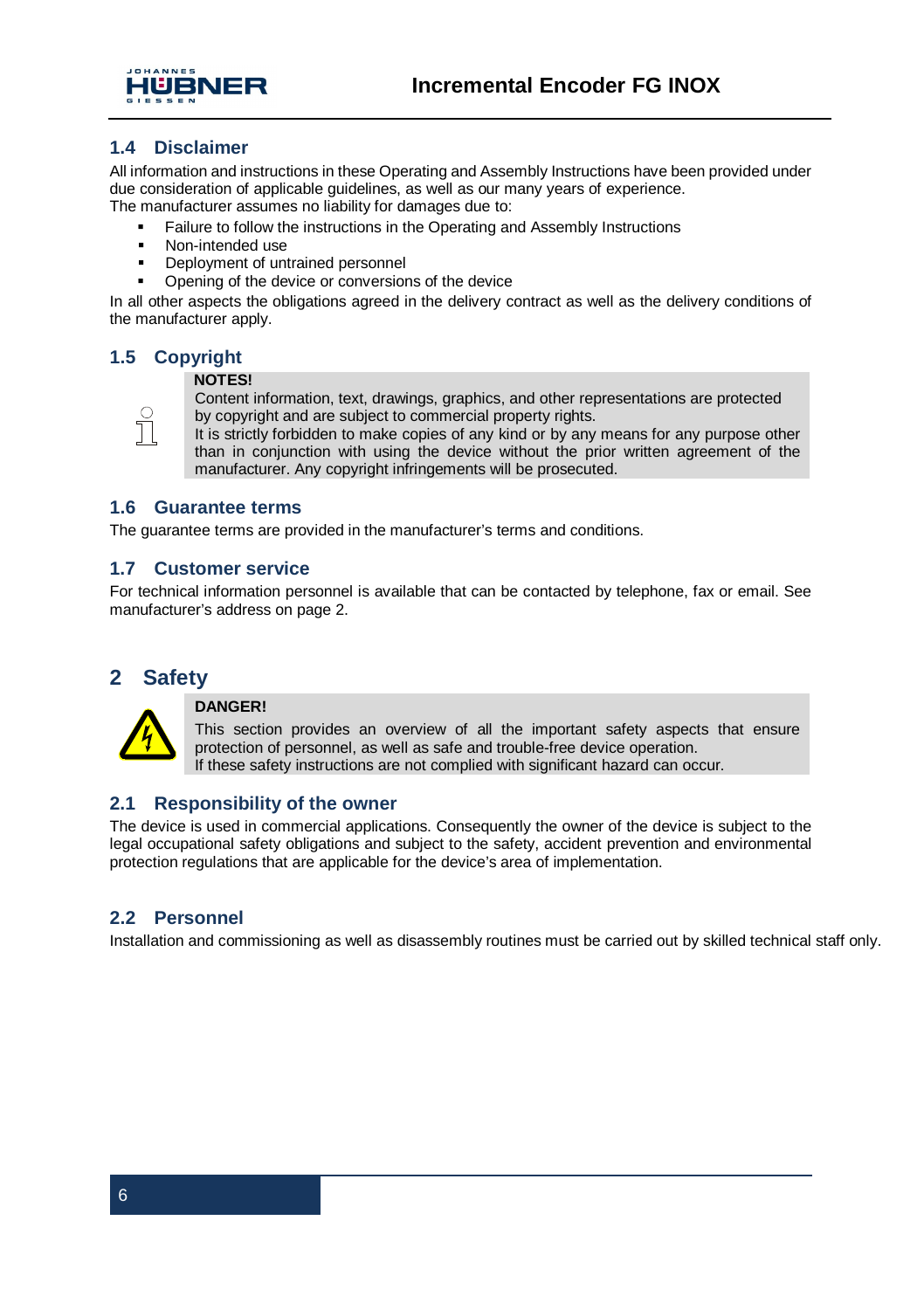## 1.4 Disclaimer

All information and instructions in these Operating and Assembly Instructions have been provided under due consideration of applicable guidelines, as well as our many years of experience.
The manufacturer assumes no liability for damages due to:

- Failure to follow the instructions in the Operating and Assembly Instructions
- Non-intended use
- Deployment of untrained personnel
- Opening of the device or conversions of the device

In all other aspects the obligations agreed in the delivery contract as well as the delivery conditions of the manufacturer apply.

## 1.5 Copyright

**NOTES!**

Content information, text, drawings, graphics, and other representations are protected by copyright and are subject to commercial property rights.
It is strictly forbidden to make copies of any kind or by any means for any purpose other than in conjunction with using the device without the prior written agreement of the manufacturer. Any copyright infringements will be prosecuted.

## 1.6 Guarantee terms

The guarantee terms are provided in the manufacturer's terms and conditions.

## 1.7 Customer service

For technical information personnel is available that can be contacted by telephone, fax or email. See manufacturer's address on page 2.

# 2 Safety

**DANGER!**

This section provides an overview of all the important safety aspects that ensure protection of personnel, as well as safe and trouble-free device operation.
If these safety instructions are not complied with significant hazard can occur.

## 2.1 Responsibility of the owner

The device is used in commercial applications. Consequently the owner of the device is subject to the legal occupational safety obligations and subject to the safety, accident prevention and environmental protection regulations that are applicable for the device's area of implementation.

## 2.2 Personnel

Installation and commissioning as well as disassembly routines must be carried out by skilled technical staff only.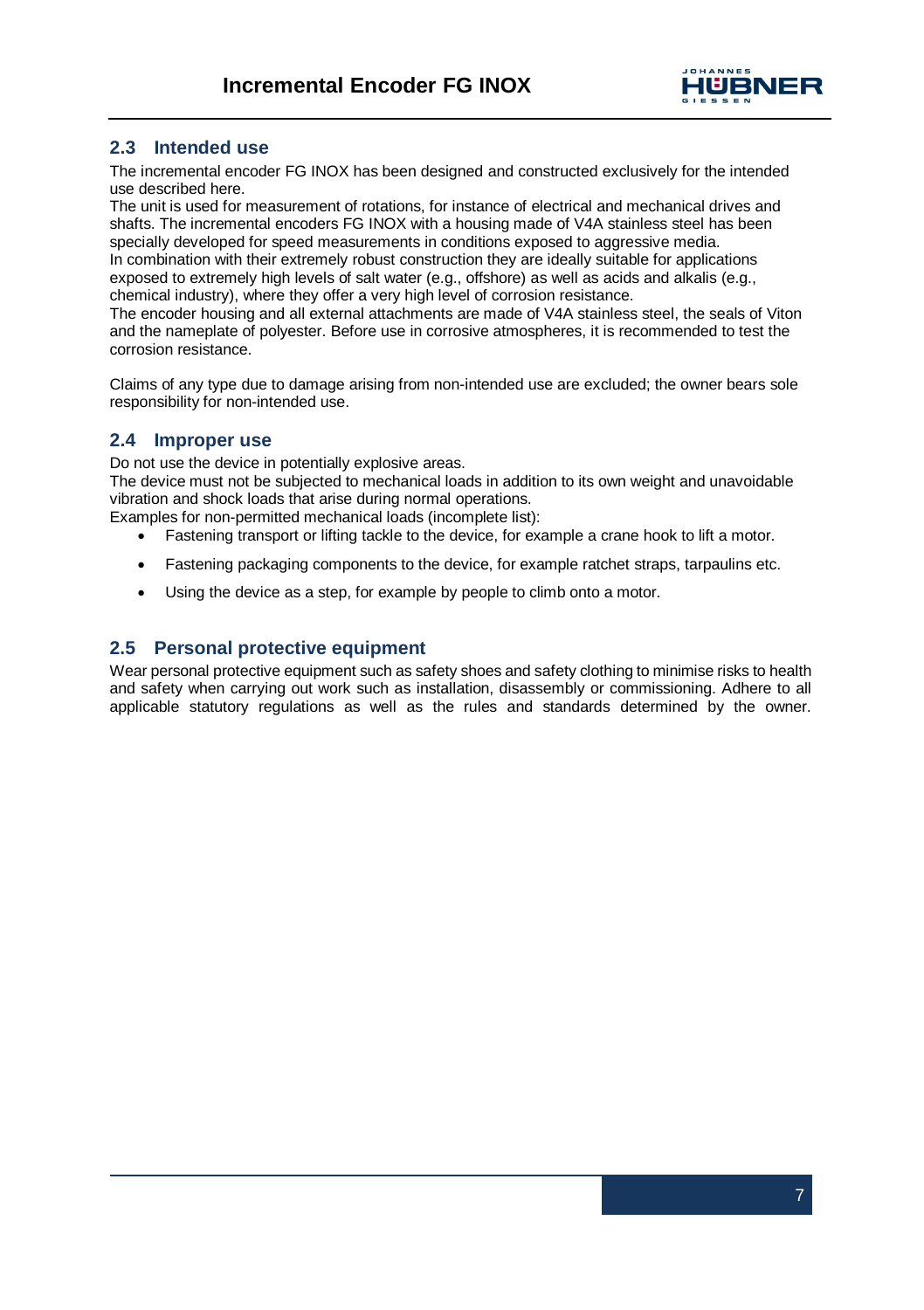## 2.3 Intended use

The incremental encoder FG INOX has been designed and constructed exclusively for the intended use described here.

The unit is used for measurement of rotations, for instance of electrical and mechanical drives and shafts. The incremental encoders FG INOX with a housing made of V4A stainless steel has been specially developed for speed measurements in conditions exposed to aggressive media.

In combination with their extremely robust construction they are ideally suitable for applications exposed to extremely high levels of salt water (e.g., offshore) as well as acids and alkalis (e.g., chemical industry), where they offer a very high level of corrosion resistance.

The encoder housing and all external attachments are made of V4A stainless steel, the seals of Viton and the nameplate of polyester. Before use in corrosive atmospheres, it is recommended to test the corrosion resistance.

Claims of any type due to damage arising from non-intended use are excluded; the owner bears sole responsibility for non-intended use.

## 2.4 Improper use

Do not use the device in potentially explosive areas.

The device must not be subjected to mechanical loads in addition to its own weight and unavoidable vibration and shock loads that arise during normal operations.

Examples for non-permitted mechanical loads (incomplete list):

- Fastening transport or lifting tackle to the device, for example a crane hook to lift a motor.
- Fastening packaging components to the device, for example ratchet straps, tarpaulins etc.
- Using the device as a step, for example by people to climb onto a motor.

## 2.5 Personal protective equipment

Wear personal protective equipment such as safety shoes and safety clothing to minimise risks to health and safety when carrying out work such as installation, disassembly or commissioning. Adhere to all applicable statutory regulations as well as the rules and standards determined by the owner.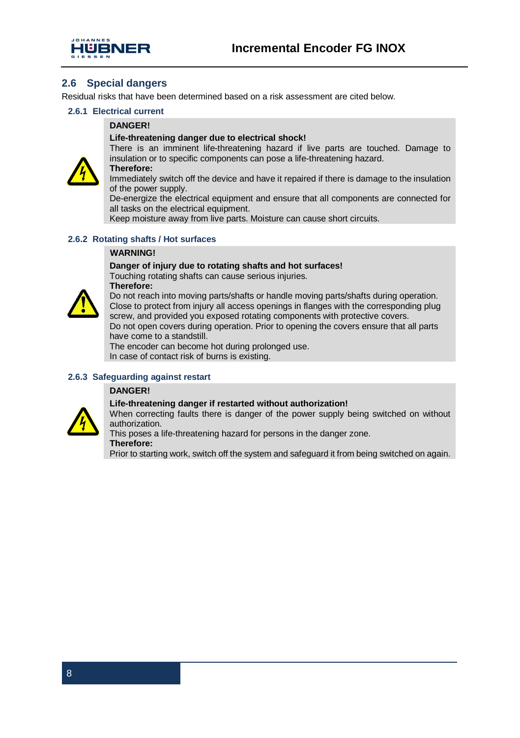## 2.6 Special dangers

Residual risks that have been determined based on a risk assessment are cited below.

### 2.6.1 Electrical current

**DANGER!**

**Life-threatening danger due to electrical shock!**

There is an imminent life-threatening hazard if live parts are touched. Damage to insulation or to specific components can pose a life-threatening hazard.

**Therefore:**

Immediately switch off the device and have it repaired if there is damage to the insulation of the power supply.

De-energize the electrical equipment and ensure that all components are connected for all tasks on the electrical equipment.

Keep moisture away from live parts. Moisture can cause short circuits.

### 2.6.2 Rotating shafts / Hot surfaces

**WARNING!**

**Danger of injury due to rotating shafts and hot surfaces!**

Touching rotating shafts can cause serious injuries.

**Therefore:**

Do not reach into moving parts/shafts or handle moving parts/shafts during operation.

Close to protect from injury all access openings in flanges with the corresponding plug screw, and provided you exposed rotating components with protective covers.

Do not open covers during operation. Prior to opening the covers ensure that all parts have come to a standstill.

The encoder can become hot during prolonged use.

In case of contact risk of burns is existing.

### 2.6.3 Safeguarding against restart

**DANGER!**

**Life-threatening danger if restarted without authorization!**

When correcting faults there is danger of the power supply being switched on without authorization.

This poses a life-threatening hazard for persons in the danger zone.

**Therefore:**

Prior to starting work, switch off the system and safeguard it from being switched on again.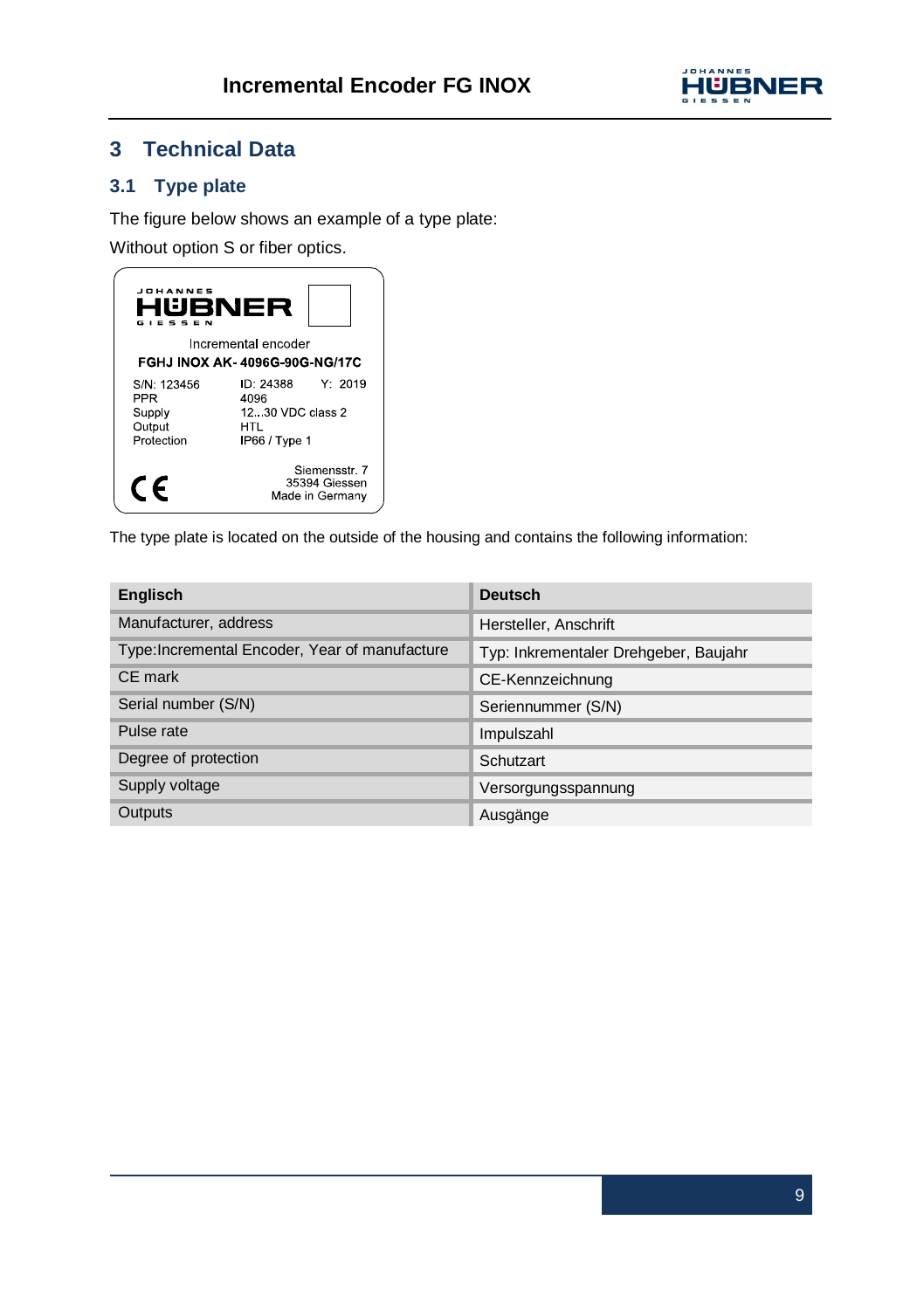## 3 Technical Data

### 3.1 Type plate

The figure below shows an example of a type plate:

Without option S or fiber optics.

JOHANNES
HÜBNER
GIESSEN

Incremental encoder

**FGHJ INOX AK- 4096G-90G-NG/17C**

S/N: 123456 ID: 24388 Y: 2019
PPR 4096
Supply 12...30 VDC class 2
Output HTL
Protection IP66 / Type 1

CE

Siemensstr. 7
35394 Giessen
Made in Germany

The type plate is located on the outside of the housing and contains the following information:

| Englisch | Deutsch |
|---|---|
| Manufacturer, address | Hersteller, Anschrift |
| Type:Incremental Encoder, Year of manufacture | Typ: Inkrementaler Drehgeber, Baujahr |
| CE mark | CE-Kennzeichnung |
| Serial number (S/N) | Seriennummer (S/N) |
| Pulse rate | Impulszahl |
| Degree of protection | Schutzart |
| Supply voltage | Versorgungsspannung |
| Outputs | Ausgänge |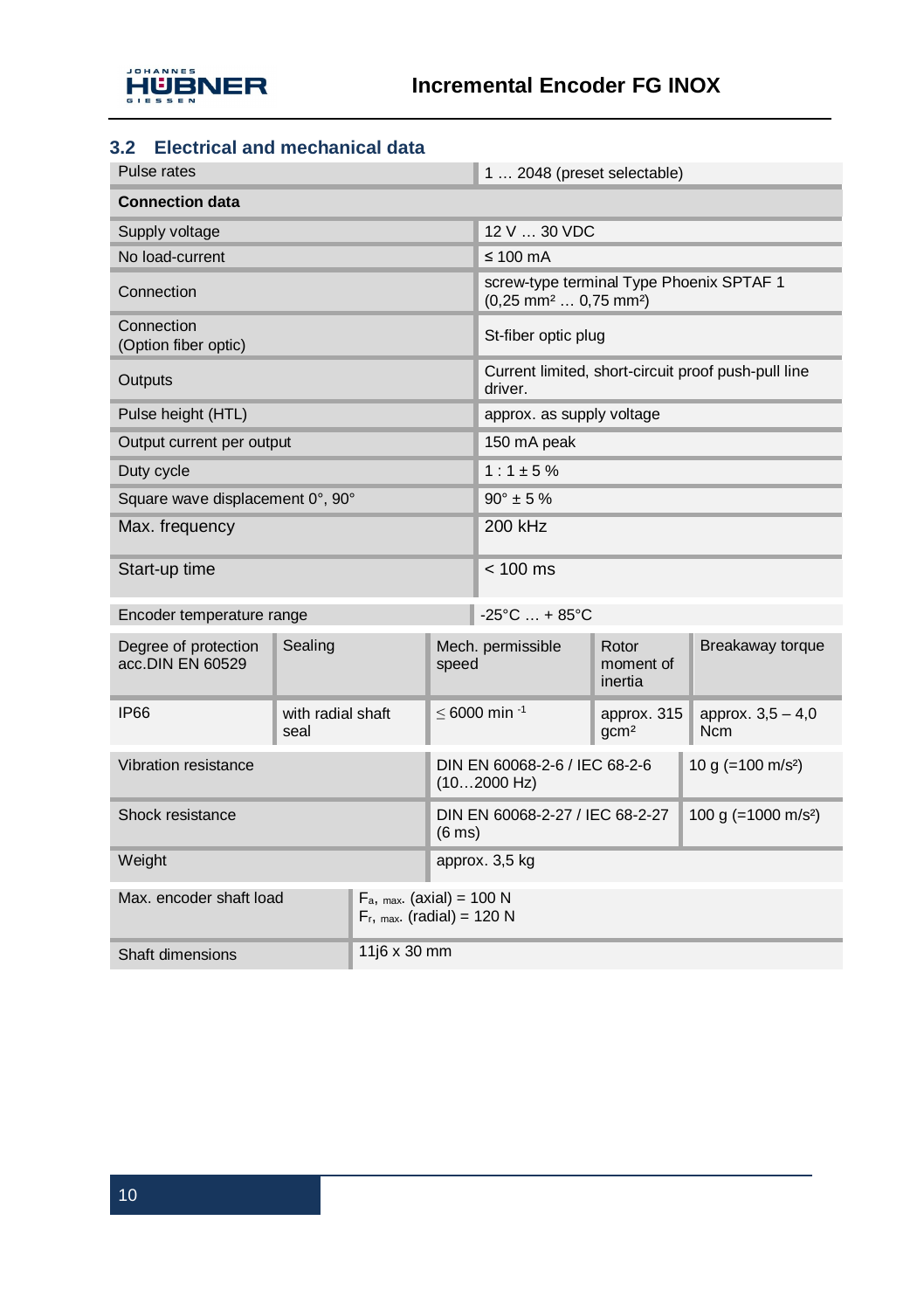## 3.2 Electrical and mechanical data

| Pulse rates | 1 … 2048 (preset selectable) |
|---|---|
| **Connection data** | |
| Supply voltage | 12 V … 30 VDC |
| No load-current | ≤ 100 mA |
| Connection | screw-type terminal Type Phoenix SPTAF 1 (0,25 mm² … 0,75 mm²) |
| Connection (Option fiber optic) | St-fiber optic plug |
| Outputs | Current limited, short-circuit proof push-pull line driver. |
| Pulse height (HTL) | approx. as supply voltage |
| Output current per output | 150 mA peak |
| Duty cycle | 1 : 1 ± 5 % |
| Square wave displacement 0°, 90° | 90° ± 5 % |
| Max. frequency | 200 kHz |
| Start-up time | < 100 ms |
| Encoder temperature range | -25°C … + 85°C |

| Degree of protection acc.DIN EN 60529 | Sealing | Mech. permissible speed | Rotor moment of inertia | Breakaway torque |
|---|---|---|---|---|
| IP66 | with radial shaft seal | $\leq$ 6000 min $^{-1}$ | approx. 315 gcm² | approx. 3,5 – 4,0 Ncm |

| | | |
|---|---|---|
| Vibration resistance | DIN EN 60068-2-6 / IEC 68-2-6 (10…2000 Hz) | 10 g (=100 m/s²) |
| Shock resistance | DIN EN 60068-2-27 / IEC 68-2-27 (6 ms) | 100 g (=1000 m/s²) |
| Weight | approx. 3,5 kg | |

| | |
|---|---|
| Max. encoder shaft load | $F_{a,\ max.}$ (axial) = 100 N<br>$F_{r,\ max.}$ (radial) = 120 N |
| Shaft dimensions | 11j6 x 30 mm |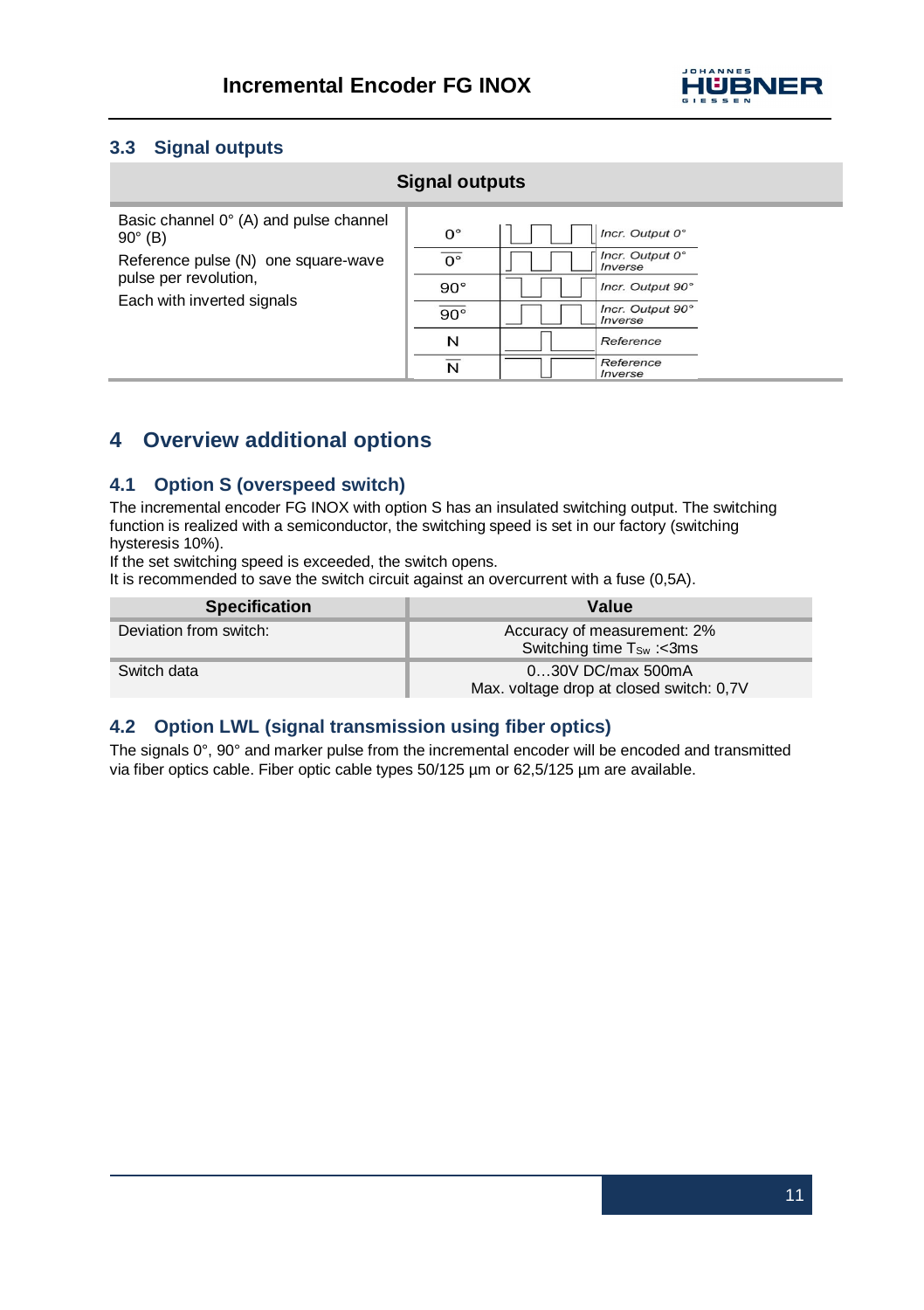## 3.3 Signal outputs

| Signal outputs | | | |
|---|---|---|---|
| Basic channel 0° (A) and pulse channel 90° (B)<br><br>Reference pulse (N) one square-wave pulse per revolution,<br><br>Each with inverted signals | 0° | | *Incr. Output 0°* |
| | $\overline{0°}$ | | *Incr. Output 0° Inverse* |
| | 90° | | *Incr. Output 90°* |
| | $\overline{90°}$ | | *Incr. Output 90° Inverse* |
| | N | | *Reference* |
| | $\overline{N}$ | | *Reference Inverse* |

# 4 Overview additional options

## 4.1 Option S (overspeed switch)

The incremental encoder FG INOX with option S has an insulated switching output. The switching function is realized with a semiconductor, the switching speed is set in our factory (switching hysteresis 10%).
If the set switching speed is exceeded, the switch opens.
It is recommended to save the switch circuit against an overcurrent with a fuse (0,5A).

| Specification | Value |
|---|---|
| Deviation from switch: | Accuracy of measurement: 2%<br>Switching time $T_{Sw}$ :<3ms |
| Switch data | 0…30V DC/max 500mA<br>Max. voltage drop at closed switch: 0,7V |

## 4.2 Option LWL (signal transmission using fiber optics)

The signals 0°, 90° and marker pulse from the incremental encoder will be encoded and transmitted via fiber optics cable. Fiber optic cable types 50/125 µm or 62,5/125 µm are available.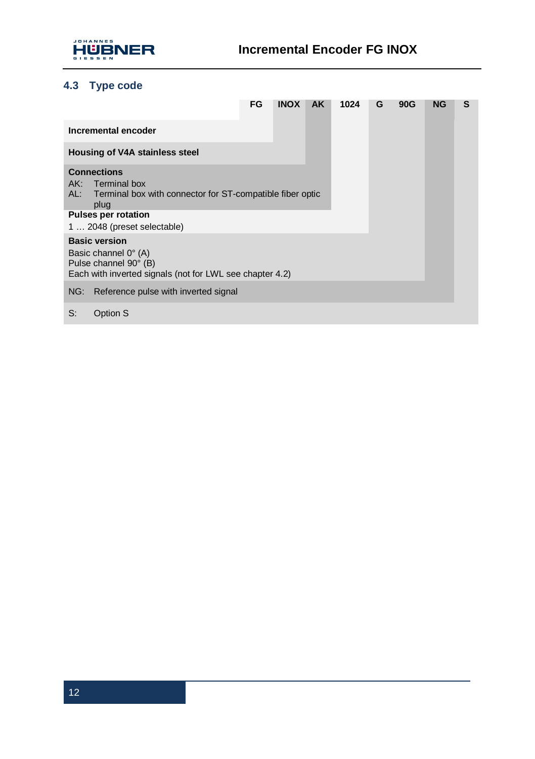## 4.3 Type code

| | FG | INOX | AK | 1024 | G | 90G | NG | S |
|---|---|---|---|---|---|---|---|---|
| **Incremental encoder** | | | | | | | | |
| **Housing of V4A stainless steel** | | | | | | | | |
| **Connections**<br>AK: Terminal box<br>AL: Terminal box with connector for ST-compatible fiber optic plug | | | | | | | | |
| **Pulses per rotation**<br>1 … 2048 (preset selectable) | | | | | | | | |
| **Basic version**<br>Basic channel 0° (A)<br>Pulse channel 90° (B)<br>Each with inverted signals (not for LWL see chapter 4.2) | | | | | | | | |
| NG: Reference pulse with inverted signal | | | | | | | | |
| S: Option S | | | | | | | | |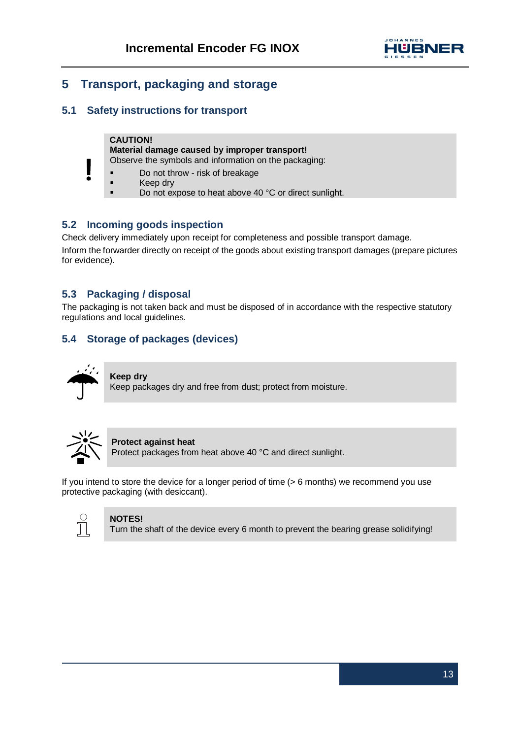# 5 Transport, packaging and storage

## 5.1 Safety instructions for transport

**CAUTION!**
**Material damage caused by improper transport!**
Observe the symbols and information on the packaging:

- Do not throw - risk of breakage
- Keep dry
- Do not expose to heat above 40 °C or direct sunlight.

## 5.2 Incoming goods inspection

Check delivery immediately upon receipt for completeness and possible transport damage.

Inform the forwarder directly on receipt of the goods about existing transport damages (prepare pictures for evidence).

## 5.3 Packaging / disposal

The packaging is not taken back and must be disposed of in accordance with the respective statutory regulations and local guidelines.

## 5.4 Storage of packages (devices)

**Keep dry**
Keep packages dry and free from dust; protect from moisture.

**Protect against heat**
Protect packages from heat above 40 °C and direct sunlight.

If you intend to store the device for a longer period of time (> 6 months) we recommend you use protective packaging (with desiccant).

**NOTES!**
Turn the shaft of the device every 6 month to prevent the bearing grease solidifying!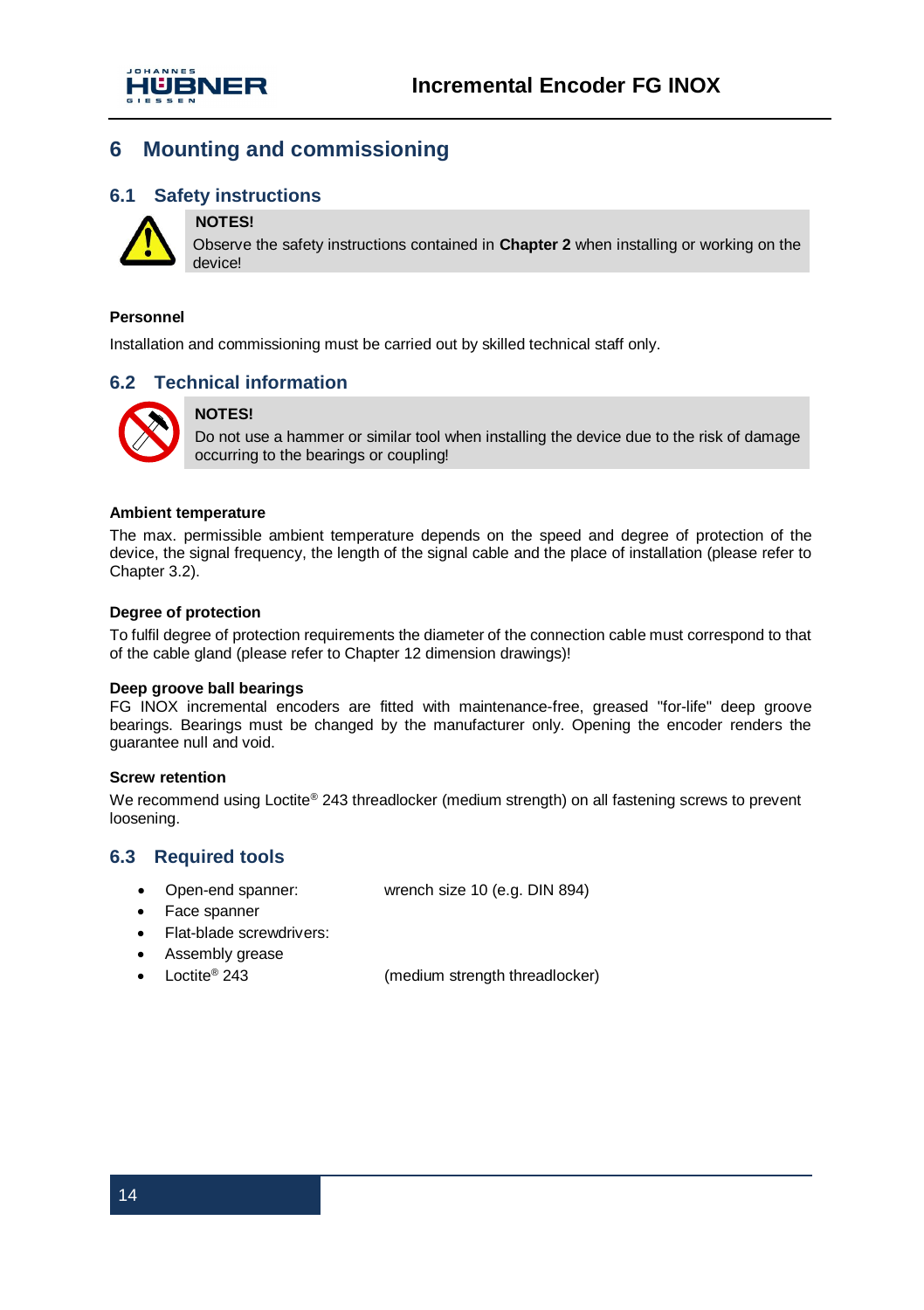# 6 Mounting and commissioning

## 6.1 Safety instructions

**NOTES!**

Observe the safety instructions contained in **Chapter 2** when installing or working on the device!

**Personnel**

Installation and commissioning must be carried out by skilled technical staff only.

## 6.2 Technical information

**NOTES!**

Do not use a hammer or similar tool when installing the device due to the risk of damage occurring to the bearings or coupling!

**Ambient temperature**

The max. permissible ambient temperature depends on the speed and degree of protection of the device, the signal frequency, the length of the signal cable and the place of installation (please refer to Chapter 3.2).

**Degree of protection**

To fulfil degree of protection requirements the diameter of the connection cable must correspond to that of the cable gland (please refer to Chapter 12 dimension drawings)!

**Deep groove ball bearings**

FG INOX incremental encoders are fitted with maintenance-free, greased "for-life" deep groove bearings. Bearings must be changed by the manufacturer only. Opening the encoder renders the guarantee null and void.

**Screw retention**

We recommend using Loctite® 243 threadlocker (medium strength) on all fastening screws to prevent loosening.

## 6.3 Required tools

- Open-end spanner: wrench size 10 (e.g. DIN 894)
- Face spanner
- Flat-blade screwdrivers:
- Assembly grease
- Loctite® 243 (medium strength threadlocker)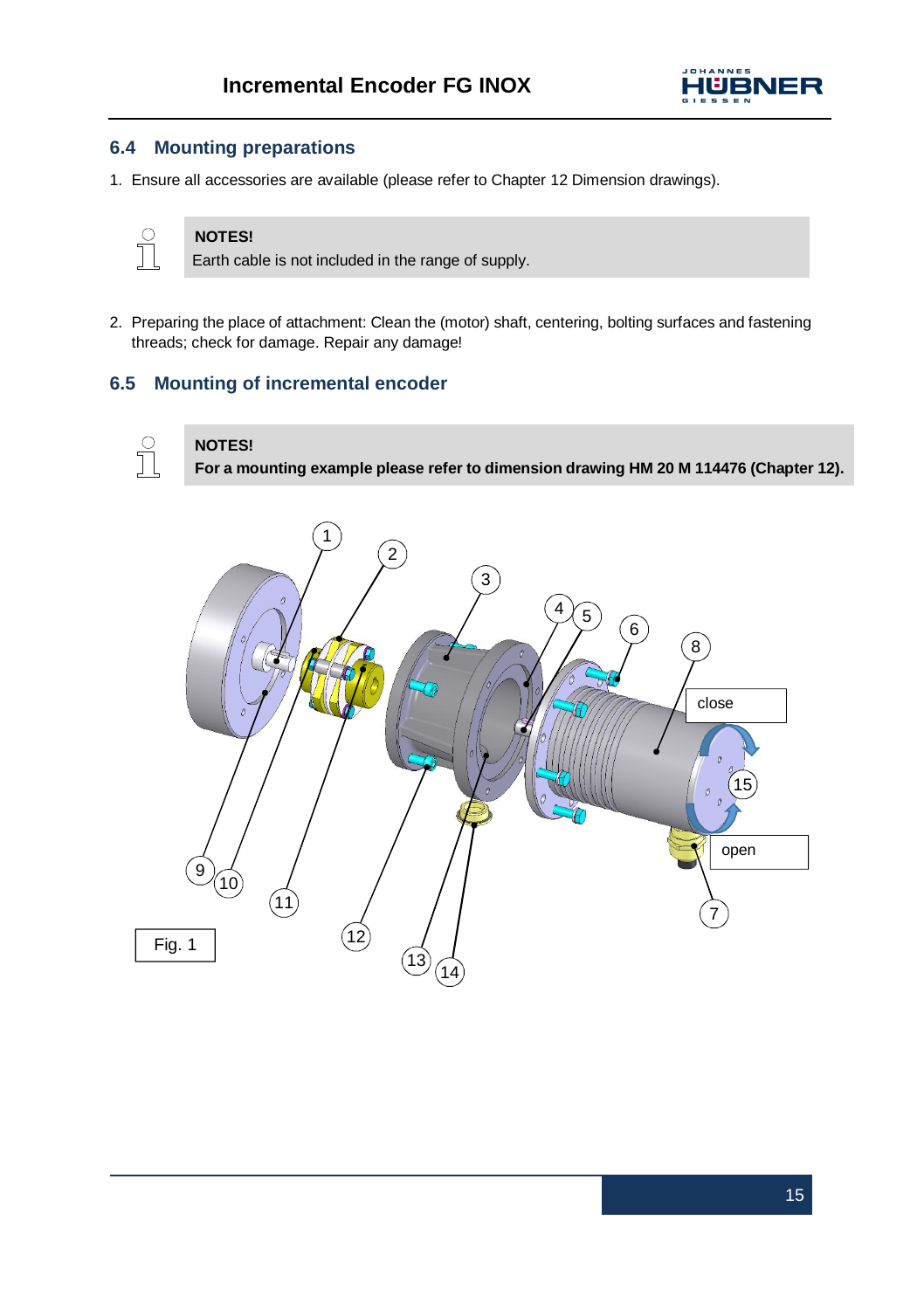## 6.4 Mounting preparations

1. Ensure all accessories are available (please refer to Chapter 12 Dimension drawings).

> **NOTES!**
> Earth cable is not included in the range of supply.

2. Preparing the place of attachment: Clean the (motor) shaft, centering, bolting surfaces and fastening threads; check for damage. Repair any damage!

## 6.5 Mounting of incremental encoder

> **NOTES!**
> **For a mounting example please refer to dimension drawing HM 20 M 114476 (Chapter 12).**

Fig. 1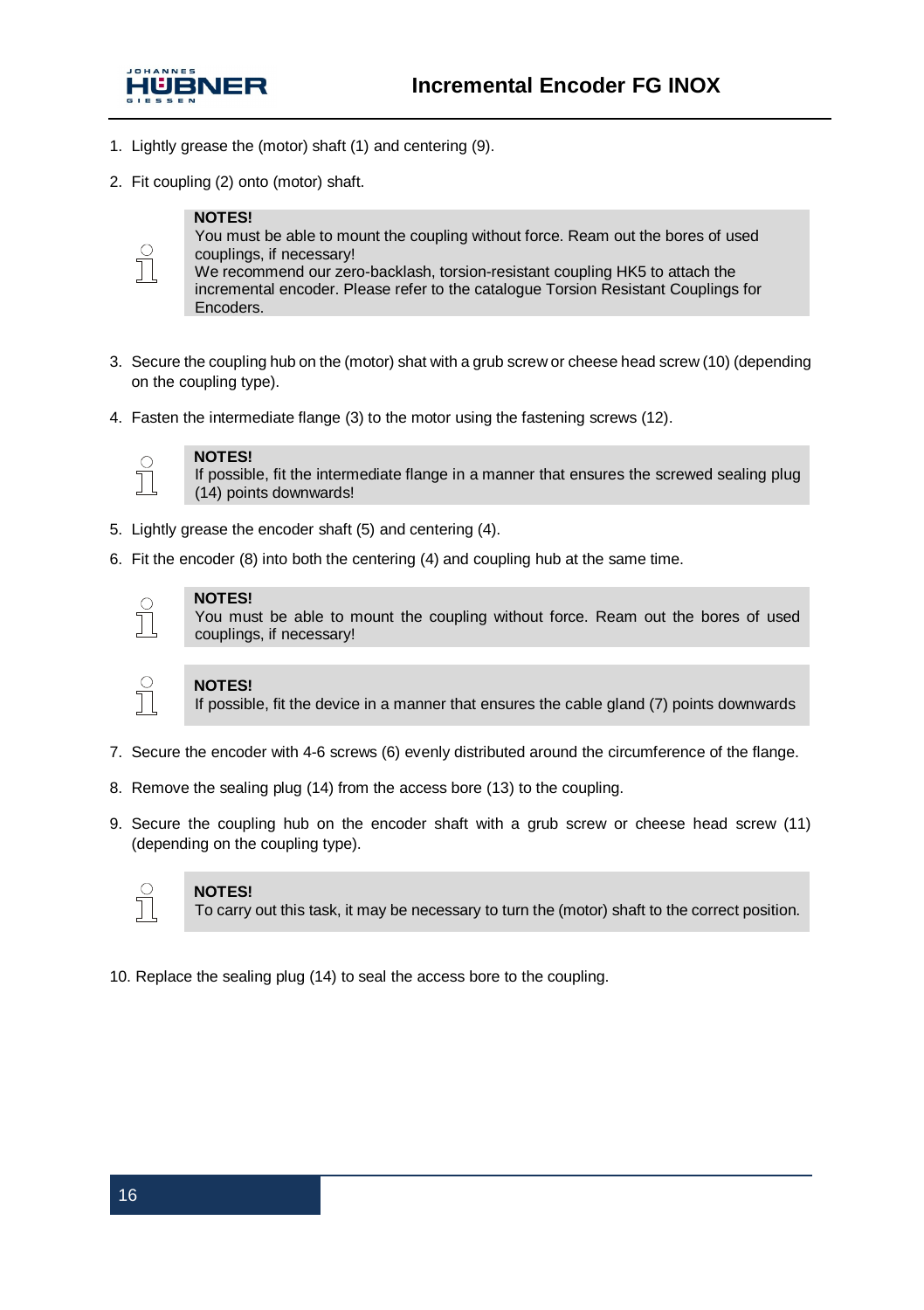1. Lightly grease the (motor) shaft (1) and centering (9).

2. Fit coupling (2) onto (motor) shaft.

> **NOTES!**
> You must be able to mount the coupling without force. Ream out the bores of used couplings, if necessary!
> We recommend our zero-backlash, torsion-resistant coupling HK5 to attach the incremental encoder. Please refer to the catalogue Torsion Resistant Couplings for Encoders.

3. Secure the coupling hub on the (motor) shat with a grub screw or cheese head screw (10) (depending on the coupling type).

4. Fasten the intermediate flange (3) to the motor using the fastening screws (12).

> **NOTES!**
> If possible, fit the intermediate flange in a manner that ensures the screwed sealing plug (14) points downwards!

5. Lightly grease the encoder shaft (5) and centering (4).

6. Fit the encoder (8) into both the centering (4) and coupling hub at the same time.

> **NOTES!**
> You must be able to mount the coupling without force. Ream out the bores of used couplings, if necessary!

> **NOTES!**
> If possible, fit the device in a manner that ensures the cable gland (7) points downwards

7. Secure the encoder with 4-6 screws (6) evenly distributed around the circumference of the flange.

8. Remove the sealing plug (14) from the access bore (13) to the coupling.

9. Secure the coupling hub on the encoder shaft with a grub screw or cheese head screw (11) (depending on the coupling type).

> **NOTES!**
> To carry out this task, it may be necessary to turn the (motor) shaft to the correct position.

10. Replace the sealing plug (14) to seal the access bore to the coupling.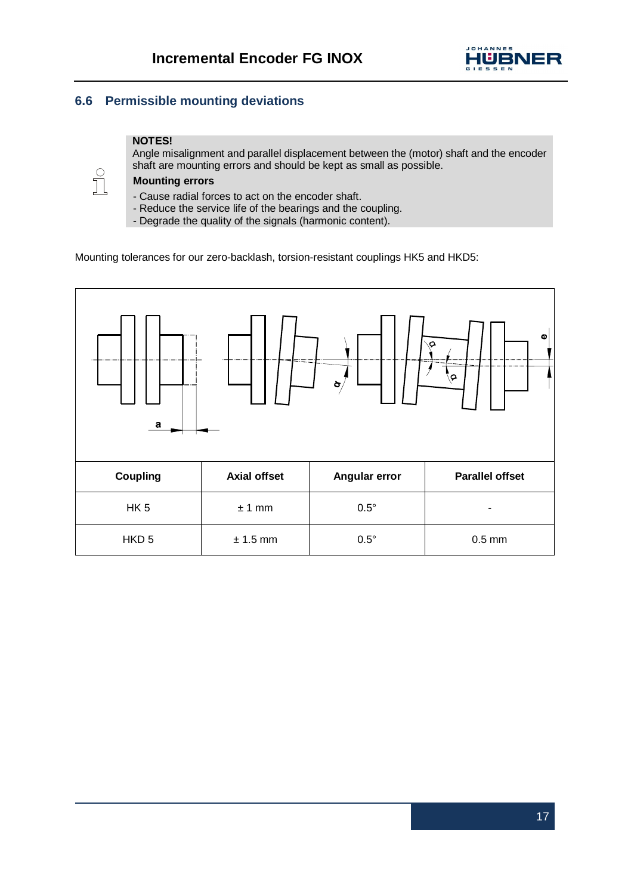## 6.6 Permissible mounting deviations

> **NOTES!**
> Angle misalignment and parallel displacement between the (motor) shaft and the encoder shaft are mounting errors and should be kept as small as possible.
>
> **Mounting errors**
> - Cause radial forces to act on the encoder shaft.
> - Reduce the service life of the bearings and the coupling.
> - Degrade the quality of the signals (harmonic content).

Mounting tolerances for our zero-backlash, torsion-resistant couplings HK5 and HKD5:

| Coupling | Axial offset | Angular error | Parallel offset |
|---|---|---|---|
| HK 5 | ± 1 mm | 0.5° | - |
| HKD 5 | ± 1.5 mm | 0.5° | 0.5 mm |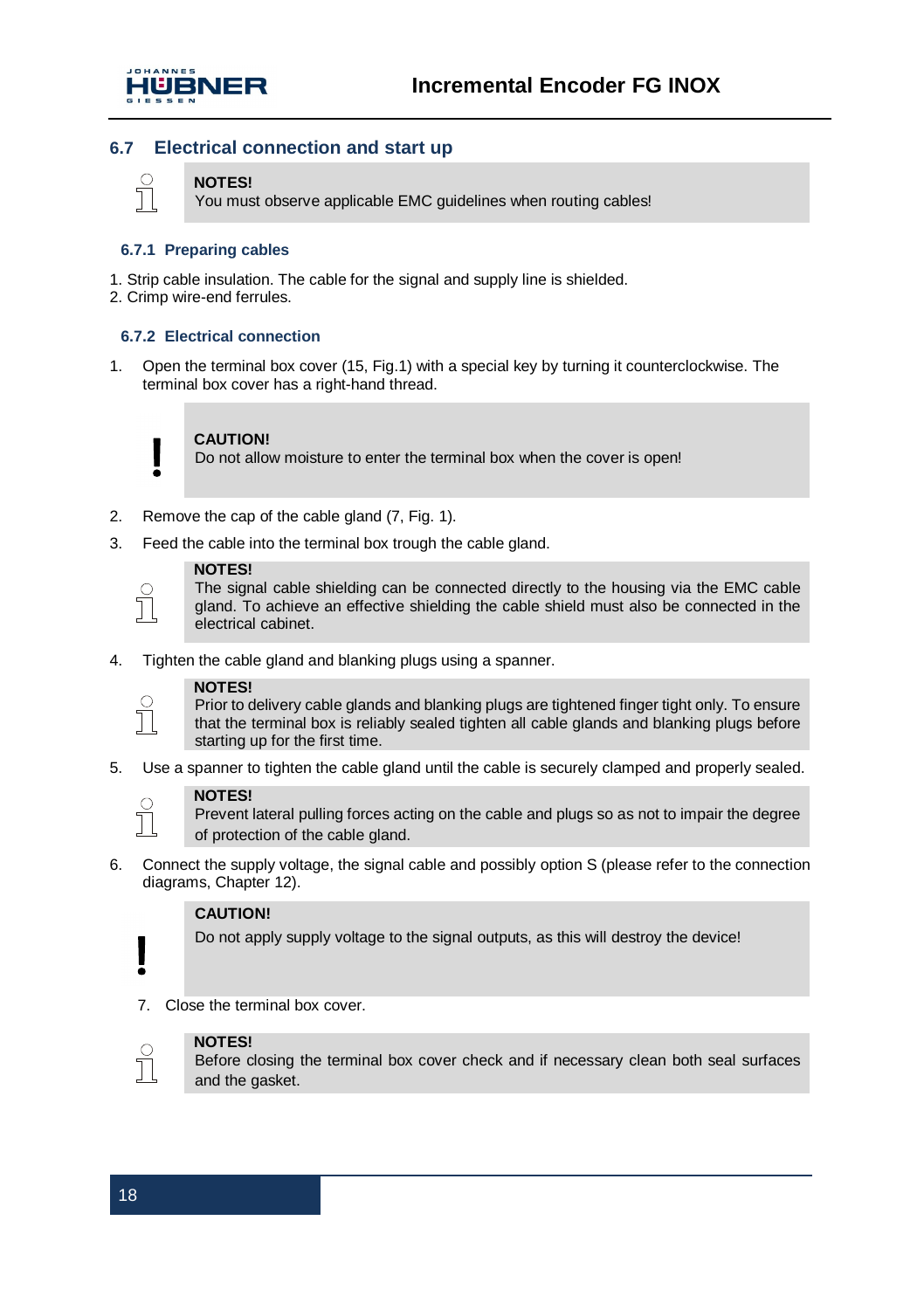## 6.7 Electrical connection and start up

> **NOTES!**
> You must observe applicable EMC guidelines when routing cables!

### 6.7.1 Preparing cables

1. Strip cable insulation. The cable for the signal and supply line is shielded.
2. Crimp wire-end ferrules.

### 6.7.2 Electrical connection

1. Open the terminal box cover (15, Fig.1) with a special key by turning it counterclockwise. The terminal box cover has a right-hand thread.

> **CAUTION!**
> Do not allow moisture to enter the terminal box when the cover is open!

2. Remove the cap of the cable gland (7, Fig. 1).
3. Feed the cable into the terminal box trough the cable gland.

> **NOTES!**
> The signal cable shielding can be connected directly to the housing via the EMC cable gland. To achieve an effective shielding the cable shield must also be connected in the electrical cabinet.

4. Tighten the cable gland and blanking plugs using a spanner.

> **NOTES!**
> Prior to delivery cable glands and blanking plugs are tightened finger tight only. To ensure that the terminal box is reliably sealed tighten all cable glands and blanking plugs before starting up for the first time.

5. Use a spanner to tighten the cable gland until the cable is securely clamped and properly sealed.

> **NOTES!**
> Prevent lateral pulling forces acting on the cable and plugs so as not to impair the degree of protection of the cable gland.

6. Connect the supply voltage, the signal cable and possibly option S (please refer to the connection diagrams, Chapter 12).

> **CAUTION!**
> Do not apply supply voltage to the signal outputs, as this will destroy the device!

7. Close the terminal box cover.

> **NOTES!**
> Before closing the terminal box cover check and if necessary clean both seal surfaces and the gasket.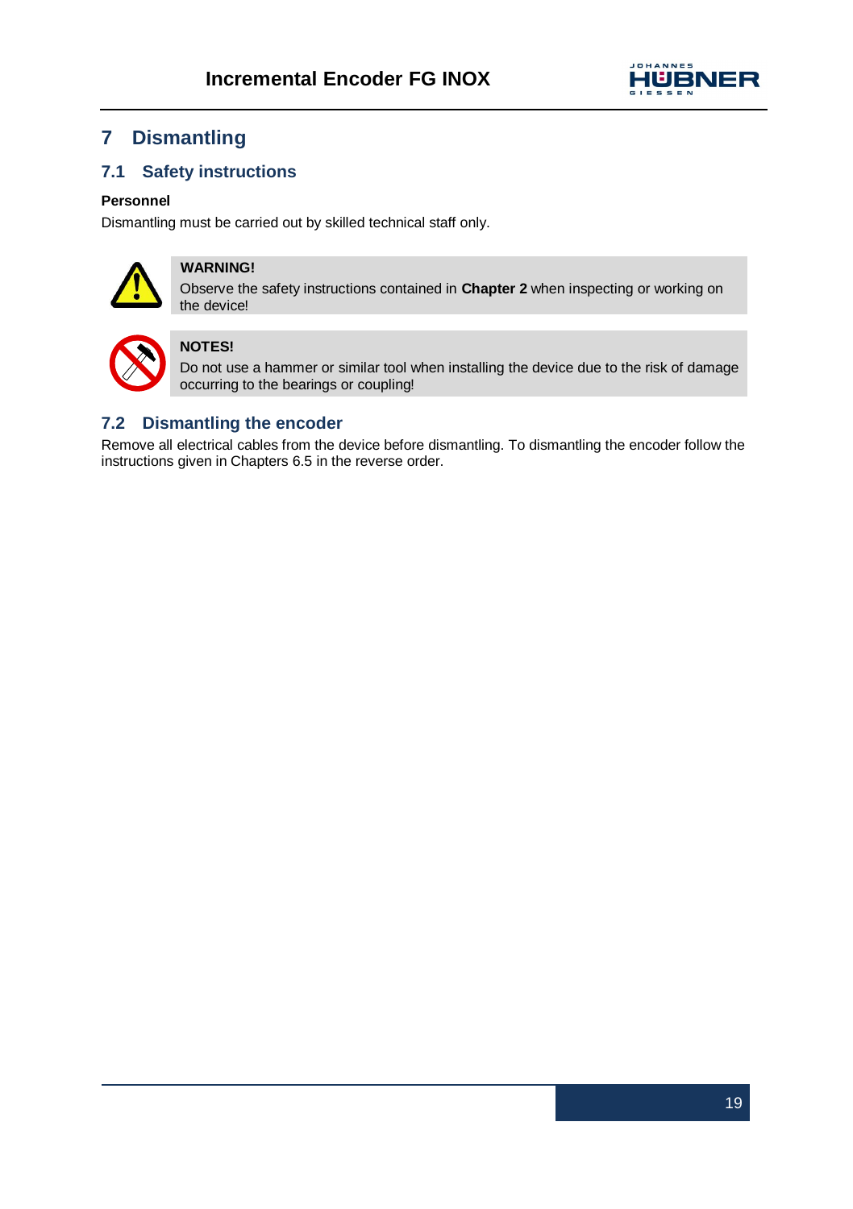# 7 Dismantling

## 7.1 Safety instructions

**Personnel**

Dismantling must be carried out by skilled technical staff only.

> **WARNING!**
> Observe the safety instructions contained in **Chapter 2** when inspecting or working on the device!

> **NOTES!**
> Do not use a hammer or similar tool when installing the device due to the risk of damage occurring to the bearings or coupling!

## 7.2 Dismantling the encoder

Remove all electrical cables from the device before dismantling. To dismantling the encoder follow the instructions given in Chapters 6.5 in the reverse order.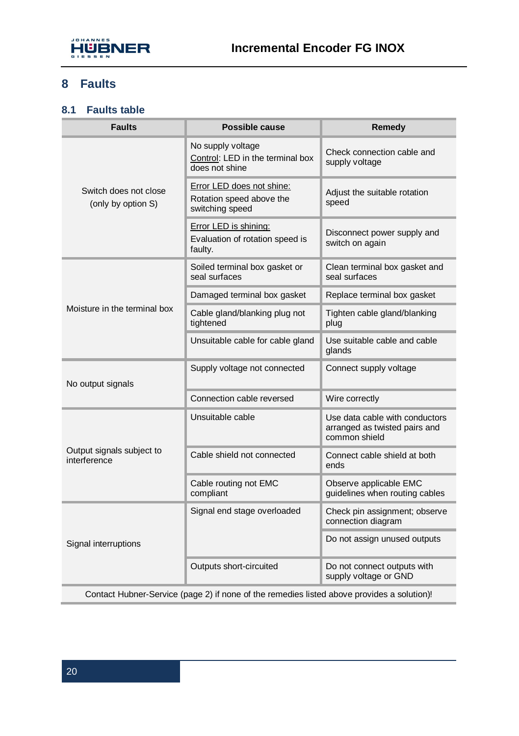# 8 Faults

## 8.1 Faults table

| Faults | Possible cause | Remedy |
|---|---|---|
| Switch does not close (only by option S) | No supply voltage<br>Control: LED in the terminal box does not shine | Check connection cable and supply voltage |
| | Error LED does not shine:<br>Rotation speed above the switching speed | Adjust the suitable rotation speed |
| | Error LED is shining:<br>Evaluation of rotation speed is faulty. | Disconnect power supply and switch on again |
| Moisture in the terminal box | Soiled terminal box gasket or seal surfaces | Clean terminal box gasket and seal surfaces |
| | Damaged terminal box gasket | Replace terminal box gasket |
| | Cable gland/blanking plug not tightened | Tighten cable gland/blanking plug |
| | Unsuitable cable for cable gland | Use suitable cable and cable glands |
| No output signals | Supply voltage not connected | Connect supply voltage |
| | Connection cable reversed | Wire correctly |
| Output signals subject to interference | Unsuitable cable | Use data cable with conductors arranged as twisted pairs and common shield |
| | Cable shield not connected | Connect cable shield at both ends |
| | Cable routing not EMC compliant | Observe applicable EMC guidelines when routing cables |
| Signal interruptions | Signal end stage overloaded | Check pin assignment; observe connection diagram |
| | | Do not assign unused outputs |
| | Outputs short-circuited | Do not connect outputs with supply voltage or GND |
| Contact Hubner-Service (page 2) if none of the remedies listed above provides a solution)! | | |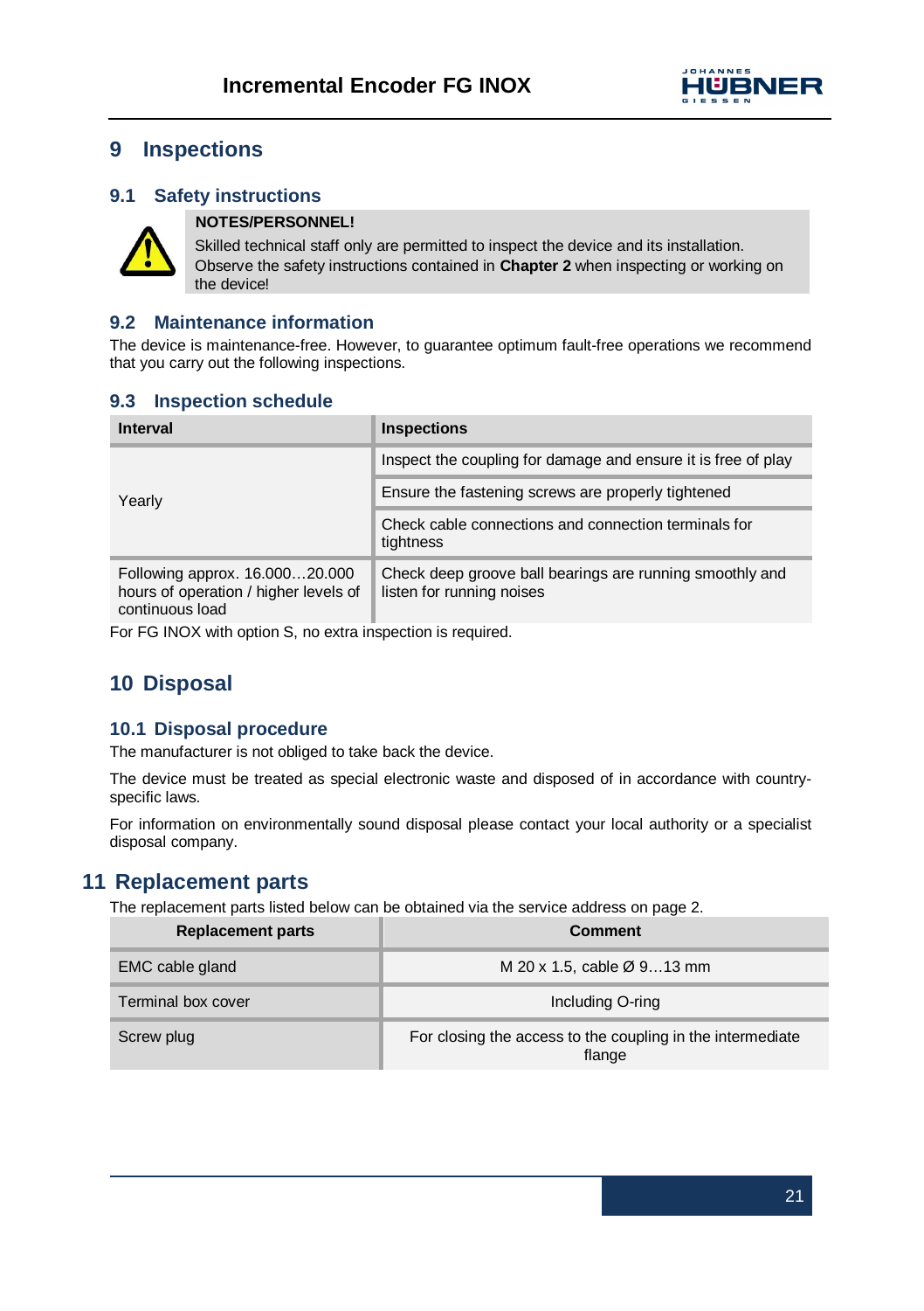# 9 Inspections

## 9.1 Safety instructions

**NOTES/PERSONNEL!**

Skilled technical staff only are permitted to inspect the device and its installation. Observe the safety instructions contained in **Chapter 2** when inspecting or working on the device!

## 9.2 Maintenance information

The device is maintenance-free. However, to guarantee optimum fault-free operations we recommend that you carry out the following inspections.

## 9.3 Inspection schedule

| Interval | Inspections |
|---|---|
| Yearly | Inspect the coupling for damage and ensure it is free of play |
| | Ensure the fastening screws are properly tightened |
| | Check cable connections and connection terminals for tightness |
| Following approx. 16.000…20.000 hours of operation / higher levels of continuous load | Check deep groove ball bearings are running smoothly and listen for running noises |

For FG INOX with option S, no extra inspection is required.

# 10 Disposal

## 10.1 Disposal procedure

The manufacturer is not obliged to take back the device.

The device must be treated as special electronic waste and disposed of in accordance with country-specific laws.

For information on environmentally sound disposal please contact your local authority or a specialist disposal company.

# 11 Replacement parts

The replacement parts listed below can be obtained via the service address on page 2.

| Replacement parts | Comment |
|---|---|
| EMC cable gland | M 20 x 1.5, cable Ø 9…13 mm |
| Terminal box cover | Including O-ring |
| Screw plug | For closing the access to the coupling in the intermediate flange |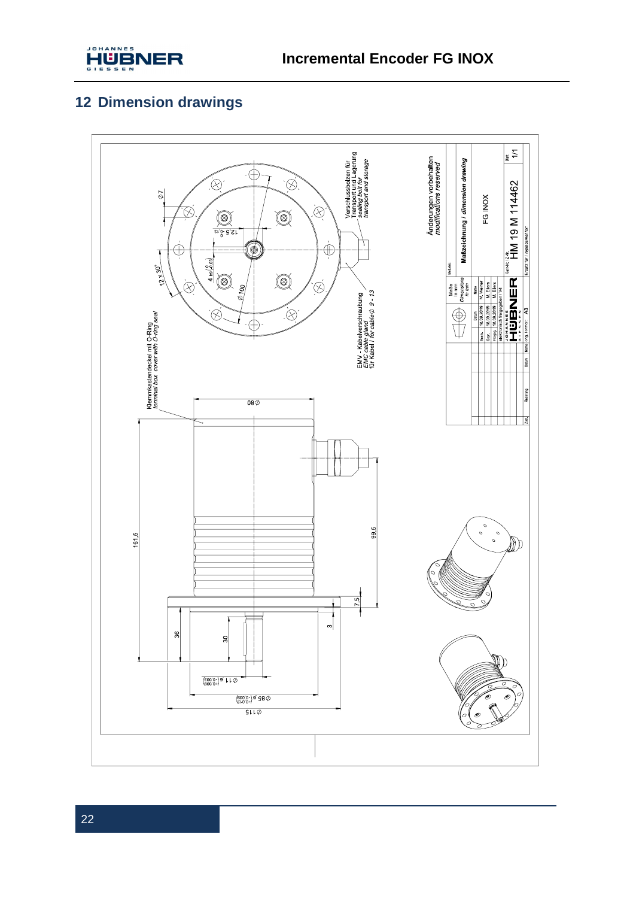# 12 Dimension drawings

Klemmkastendeckel mit O-Ring
*terminal box cover with O-ring seal*

Verschlussbolzen für Transport und Lagerung
*sealing bolt for transport and storage*

EMV - Kabelverschraubung
*EMC cable gland*
für Kabel / *for cable* ∅ 9 - 13

12 x 30°

∅7

12,5 $^{0}_{-0,13}$

4 h9 $\left(^{0}_{-0,03}\right)$

∅100

∅80

161,5

99,5

7,5

3

36

30

∅11 g6 $\left(^{-0,006}_{-0,017}\right)$

∅85 g6 $\left(^{-0,012}_{-0,034}\right)$

∅115

Änderungen vorbehalten
*modifications reserved*

| | |
|---|---|
| Maße in mm / *Dimensions in mm* | Maßstab: |
| Maßzeichnung / *dimension drawing* | |
| FG INOX | |
| Sach-Nr. Z.-Nr.: HM 19 M 114462 | Blatt 1/1 |

| | Datum | Name |
|---|---|---|
| Bearb. | 18.09.2019 | M. Werner |
| Gepr. | 18.09.2019 | M. Eilers |
| Freigab. | 18.09.2019 | M. Eilers |
| elektronisch freigegeben / V4 | | |

JOHANNES HÜBNER GIESSEN

Orig.-Format: A3

Ersatz für / *replacement for*

Zust. | Änderung | Datum | Name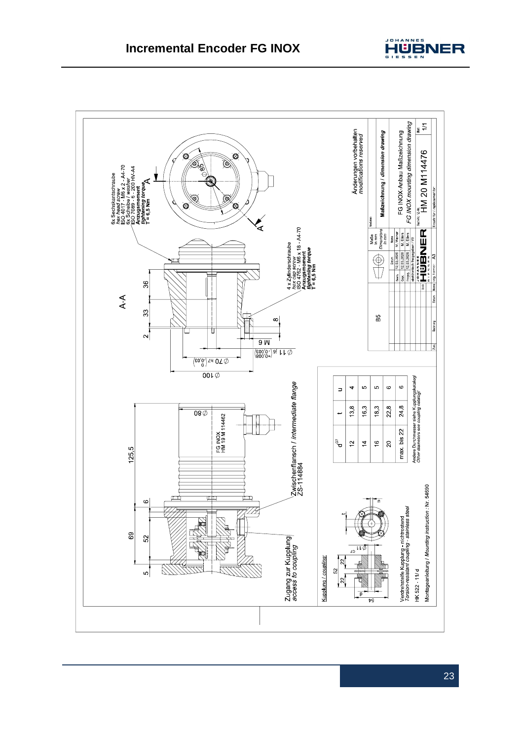# Incremental Encoder FG INOX

6x Sechskantschraube
*hex head screw*
ISO 4017 - M6 x 2 - A4-70
6x Scheibe / *washer*
ISO 7089 - 6 - 200 HV-A4
**Anzugsmoment**
***tightening torque***
**T = 6,5 Nm**

A-A

4 x Zylinderschraube
*hex cap screw*
ISO 4762 - M6 x 18 - A4-70
**Anzugsmoment**
***tightening torque***
**T = 6,5 Nm**

Zwischenflansch / *intermediate flange*
ZS-114884

FG INOX
HM 19 M 114462

Zugang zur Kupplung
*access to coupling*

Kupplung / *coupling:*

| $d^{G7}$ | t | u |
|---|---|---|
| 12 | 13,8 | 4 |
| 14 | 16,3 | 5 |
| 16 | 18,3 | 5 |
| 20 | 22,8 | 6 |
| max. bis 22 | 24,8 | 6 |

Andere Durchmesser siehe Kupplungskatalog!
*Other diameters see coupling catalog!*

Verdrehsteife Kupplung - nichtrostend
*Torsion-resistant coupling - stainless steel*

HK 522 - 11/ d

Montageanleitung / *Mounting instruction* : Nr. 54690

Änderungen vorbehalten
*modifications reserved*

Maßzeichnung / *dimension drawing*

FG INOX-Anbau Maßzeichnung
*FG INOX mounting dimension drawing*

HM 20 M114476

Blatt 1/1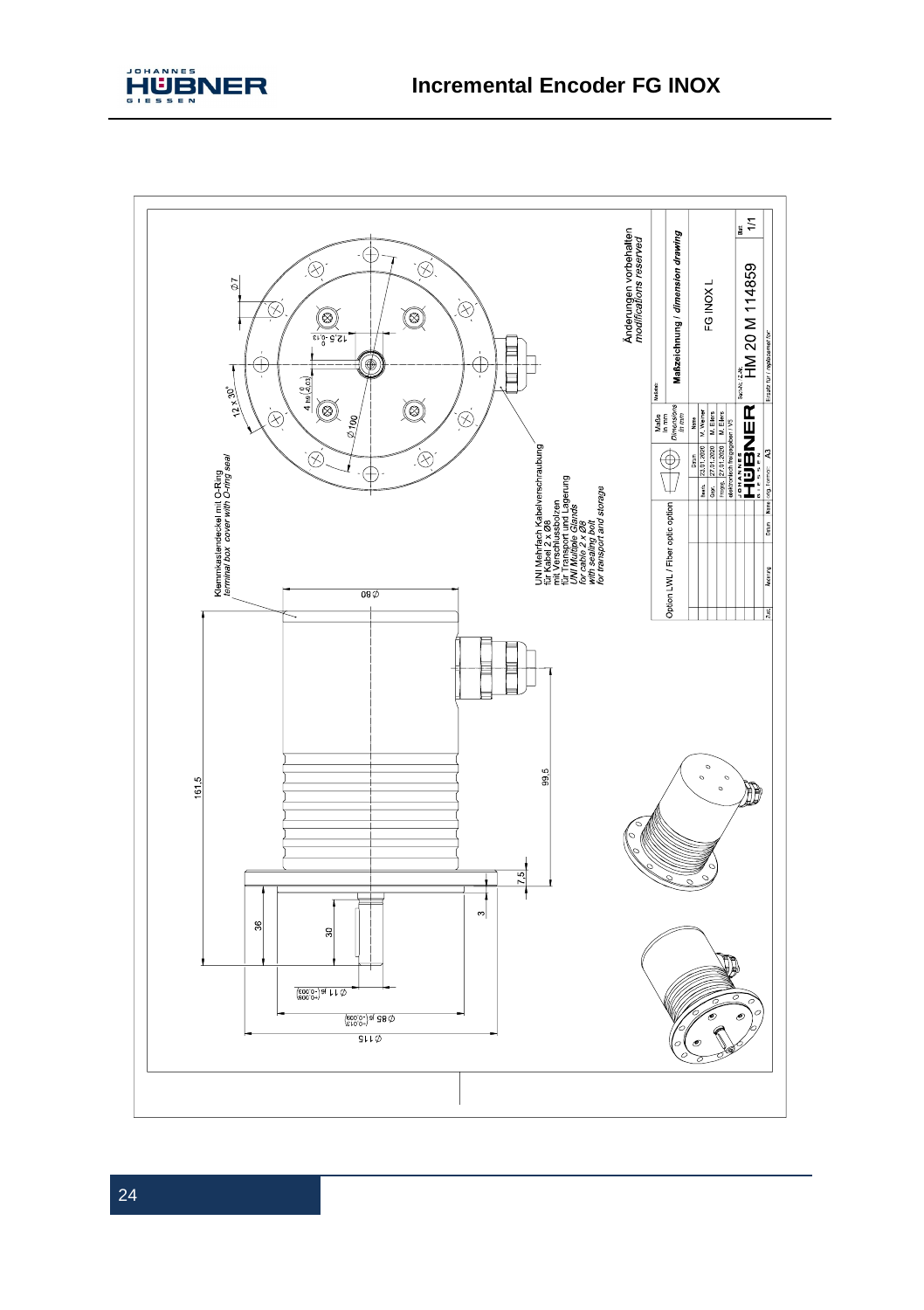Klemmkastendeckel mit O-Ring
*terminal box cover with O-ring seal*

UNI Mehrfach Kabelverschraubung
für Kabel 2 x Ø8
mit Verschlussbolzen
für Transport und Lagerung
*UNI Multiple Glands*
*for cable 2 x Ø8*
*with sealing bolt*
*for transport and storage*

12 x 30°

Ø7

Ø100

12,5 $^{0}_{-0,12}$

4 h9 $\binom{0}{-0,03}$

Ø80

161,5

99,5

7,5

3

36

30

Ø11 j6 $\binom{+0,008}{-0,003}$

Ø85 j6 $\binom{+0,009}{-0,013}$

Ø115

Änderungen vorbehalten
*modifications reserved*

Option LWL / Fiber optic option

Maßzeichnung / *dimension drawing*

FG INOX L

HM 20 M 114859

| | Datum | Name |
|---|---|---|
| Bearb. | 23.01.2020 | M. Werner |
| Gepr. | 27.01.2020 | M. Eilers |
| Freigeg. | 27.01.2020 | M. Eilers |

Maße in mm
*Dimensions in mm*

Blatt 1/1

Format A3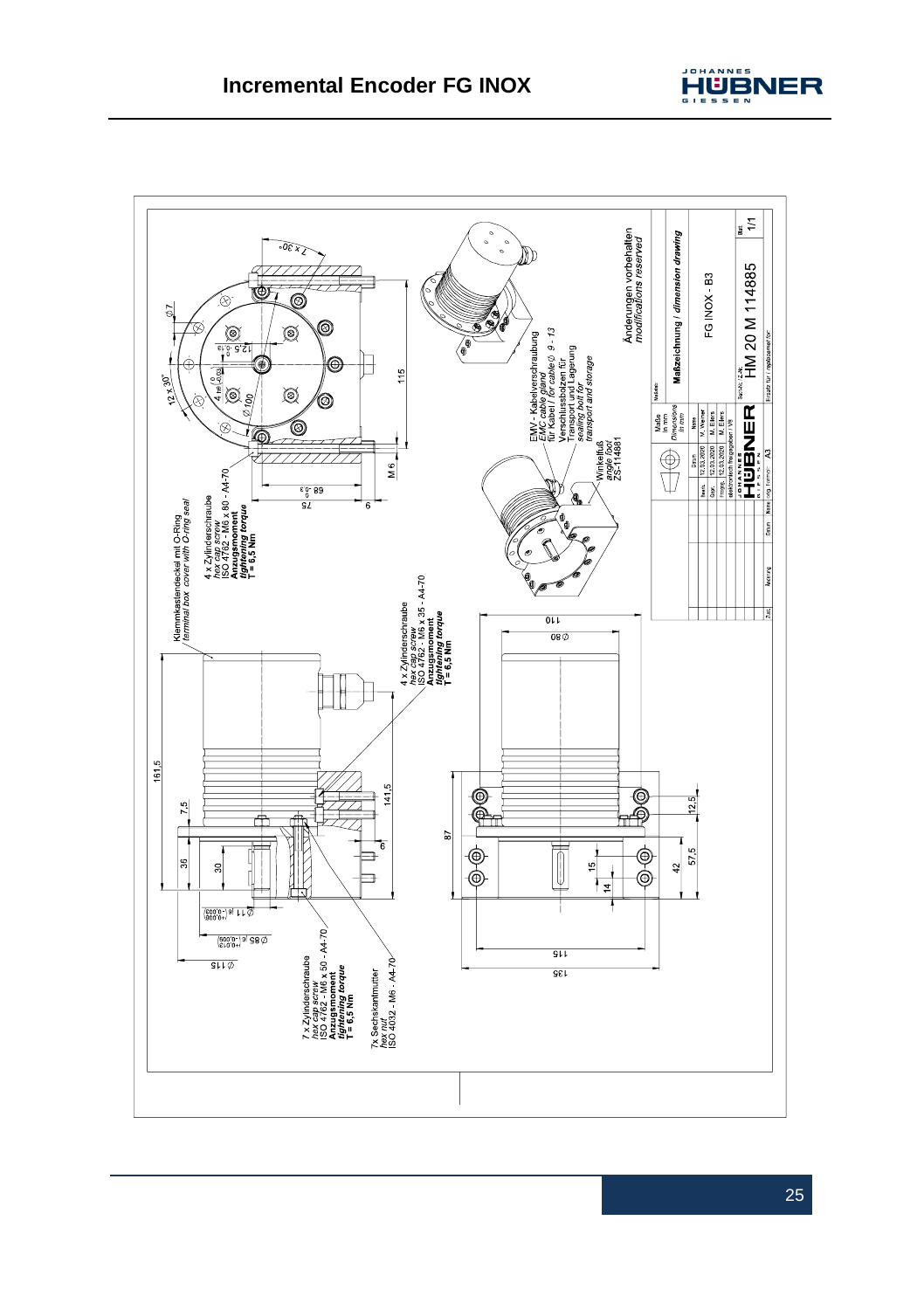# Incremental Encoder FG INOX

Klemmkastendeckel mit O-Ring
*terminal box cover with O-ring seal*

4 x Zylinderschraube
*hex cap screw*
ISO 4762 - M6 x 80 - A4-70
**Anzugsmoment**
***tightening torque***
**T = 6,5 Nm**

4 x Zylinderschraube
*hex cap screw*
ISO 4762 - M6 x 35 - A4-70
**Anzugsmoment**
***tightening torque***
**T = 6,5 Nm**

7 x Zylinderschraube
*hex cap screw*
ISO 4762 - M6 x 50 - A4-70
**Anzugsmoment**
***tightening torque***
**T = 6,5 Nm**

7x Sechskantmutter
*hex nut*
ISO 4032 - M6 - A4-70

EMV - Kabelverschraubung
*EMC cable gland*
für Kabel / *for cable* ∅ 9 - 13

Verschlussbolzen für
Transport und Lagerung
*sealing bolt for*
*transport and storage*

Winkelfuß
*angle foot*
ZS-114881

Änderungen vorbehalten
*modifications reserved*

Maße in mm / *Dimensions in mm*

Maßzeichnung / *dimension drawing*

FG INOX - B3

HM 20 M 114885

Blatt 1/1

| | Datum | Name |
|---|---|---|
| Bearb. | 12.03.2020 | M. Werner |
| Gepr. | 12.03.2020 | M. Eilers |
| Freigeg. | 12.03.2020 | M. Eilers |

elektronisch freigegeben / V8

Format A3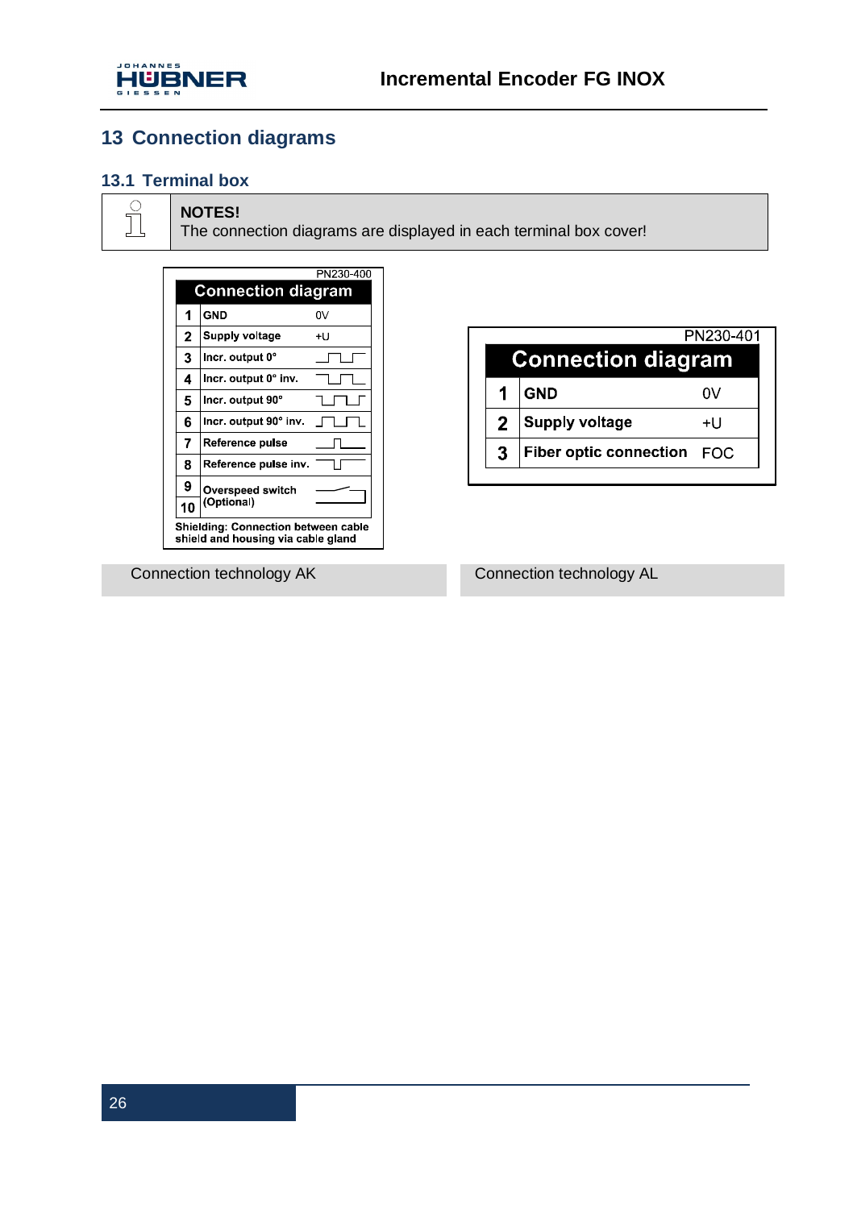# 13 Connection diagrams

## 13.1 Terminal box

**NOTES!**
The connection diagrams are displayed in each terminal box cover!

PN230-400

**Connection diagram**

| | | |
|---|---|---|
| 1 | GND | 0V |
| 2 | Supply voltage | +U |
| 3 | Incr. output 0° | |
| 4 | Incr. output 0° inv. | |
| 5 | Incr. output 90° | |
| 6 | Incr. output 90° inv. | |
| 7 | Reference pulse | |
| 8 | Reference pulse inv. | |
| 9 | Overspeed switch (Optional) | |
| 10 | | |

Shielding: Connection between cable shield and housing via cable gland

Connection technology AK

PN230-401

**Connection diagram**

| | | |
|---|---|---|
| 1 | GND | 0V |
| 2 | Supply voltage | +U |
| 3 | Fiber optic connection | FOC |

Connection technology AL